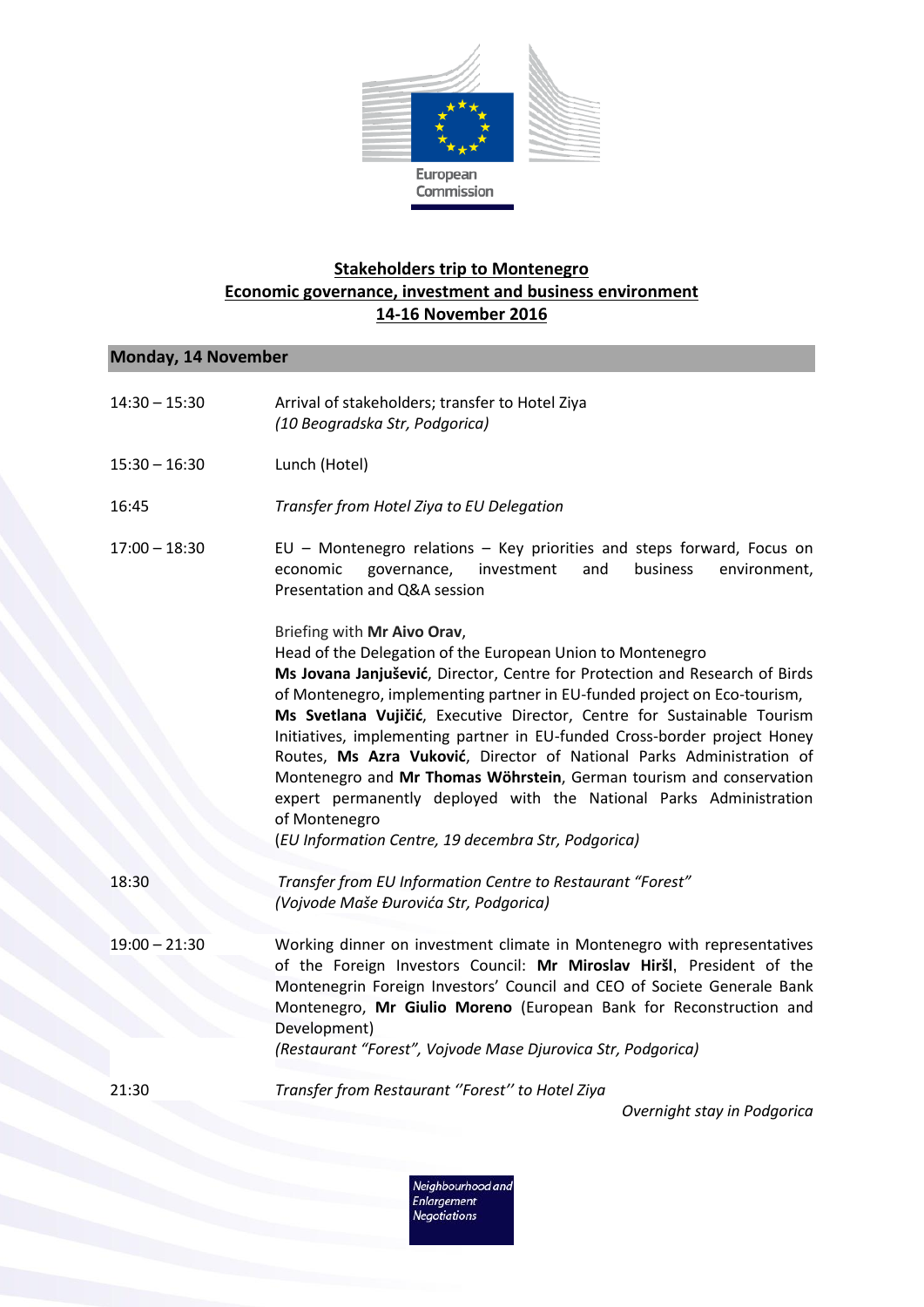European Commission

**Stakeholders trip to Montenegro**
**Economic governance, investment and business environment**
**14-16 November 2016**

## Monday, 14 November

| | |
|---|---|
| 14:30 – 15:30 | Arrival of stakeholders; transfer to Hotel Ziya *(10 Beogradska Str, Podgorica)* |
| 15:30 – 16:30 | Lunch (Hotel) |
| 16:45 | *Transfer from Hotel Ziya to EU Delegation* |
| 17:00 – 18:30 | EU – Montenegro relations – Key priorities and steps forward, Focus on economic governance, investment and business environment, Presentation and Q&A session<br><br>Briefing with **Mr Aivo Orav**, Head of the Delegation of the European Union to Montenegro **Ms Jovana Janjušević**, Director, Centre for Protection and Research of Birds of Montenegro, implementing partner in EU-funded project on Eco-tourism, **Ms Svetlana Vujičić**, Executive Director, Centre for Sustainable Tourism Initiatives, implementing partner in EU-funded Cross-border project Honey Routes, **Ms Azra Vuković**, Director of National Parks Administration of Montenegro and **Mr Thomas Wöhrstein**, German tourism and conservation expert permanently deployed with the National Parks Administration of Montenegro<br>(*EU Information Centre, 19 decembra Str, Podgorica)* |
| 18:30 | *Transfer from EU Information Centre to Restaurant "Forest"* *(Vojvode Maše Đurovića Str, Podgorica)* |
| 19:00 – 21:30 | Working dinner on investment climate in Montenegro with representatives of the Foreign Investors Council: **Mr Miroslav Hiršl**, President of the Montenegrin Foreign Investors' Council and CEO of Societe Generale Bank Montenegro, **Mr Giulio Moreno** (European Bank for Reconstruction and Development)<br>*(Restaurant "Forest", Vojvode Mase Djurovica Str, Podgorica)* |
| 21:30 | *Transfer from Restaurant ''Forest'' to Hotel Ziya* |

*Overnight stay in Podgorica*

Neighbourhood and Enlargement Negotiations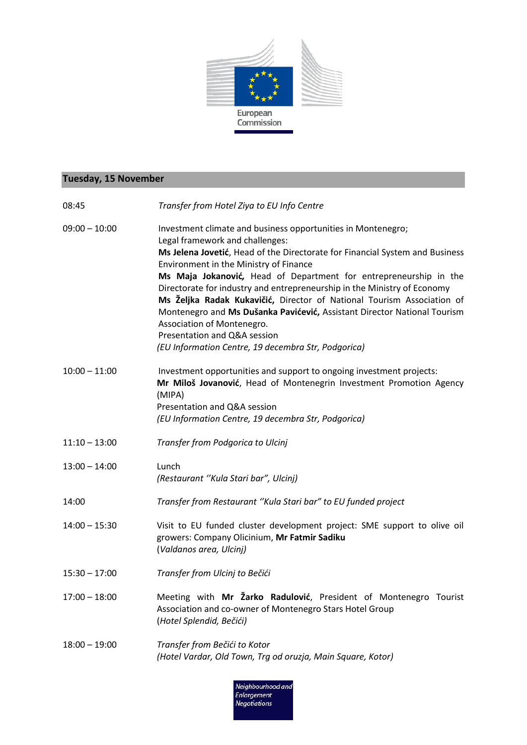## Tuesday, 15 November

| | |
|---|---|
| 08:45 | *Transfer from Hotel Ziya to EU Info Centre* |
| 09:00 – 10:00 | Investment climate and business opportunities in Montenegro; Legal framework and challenges: **Ms Jelena Jovetić**, Head of the Directorate for Financial System and Business Environment in the Ministry of Finance **Ms Maja Jokanović,** Head of Department for entrepreneurship in the Directorate for industry and entrepreneurship in the Ministry of Economy **Ms Željka Radak Kukavičić,** Director of National Tourism Association of Montenegro and **Ms Dušanka Pavićević,** Assistant Director National Tourism Association of Montenegro. Presentation and Q&A session *(EU Information Centre, 19 decembra Str, Podgorica)* |
| 10:00 – 11:00 | Investment opportunities and support to ongoing investment projects: **Mr Miloš Jovanović**, Head of Montenegrin Investment Promotion Agency (MIPA) Presentation and Q&A session *(EU Information Centre, 19 decembra Str, Podgorica)* |
| 11:10 – 13:00 | *Transfer from Podgorica to Ulcinj* |
| 13:00 – 14:00 | Lunch *(Restaurant ''Kula Stari bar", Ulcinj)* |
| 14:00 | *Transfer from Restaurant ''Kula Stari bar" to EU funded project* |
| 14:00 – 15:30 | Visit to EU funded cluster development project: SME support to olive oil growers: Company Olicinium, **Mr Fatmir Sadiku** (*Valdanos area, Ulcinj)* |
| 15:30 – 17:00 | *Transfer from Ulcinj to Bečići* |
| 17:00 – 18:00 | Meeting with **Mr Žarko Radulović**, President of Montenegro Tourist Association and co-owner of Montenegro Stars Hotel Group (*Hotel Splendid, Bečići)* |
| 18:00 – 19:00 | *Transfer from Bečići to Kotor* *(Hotel Vardar, Old Town, Trg od oruzja, Main Square, Kotor)* |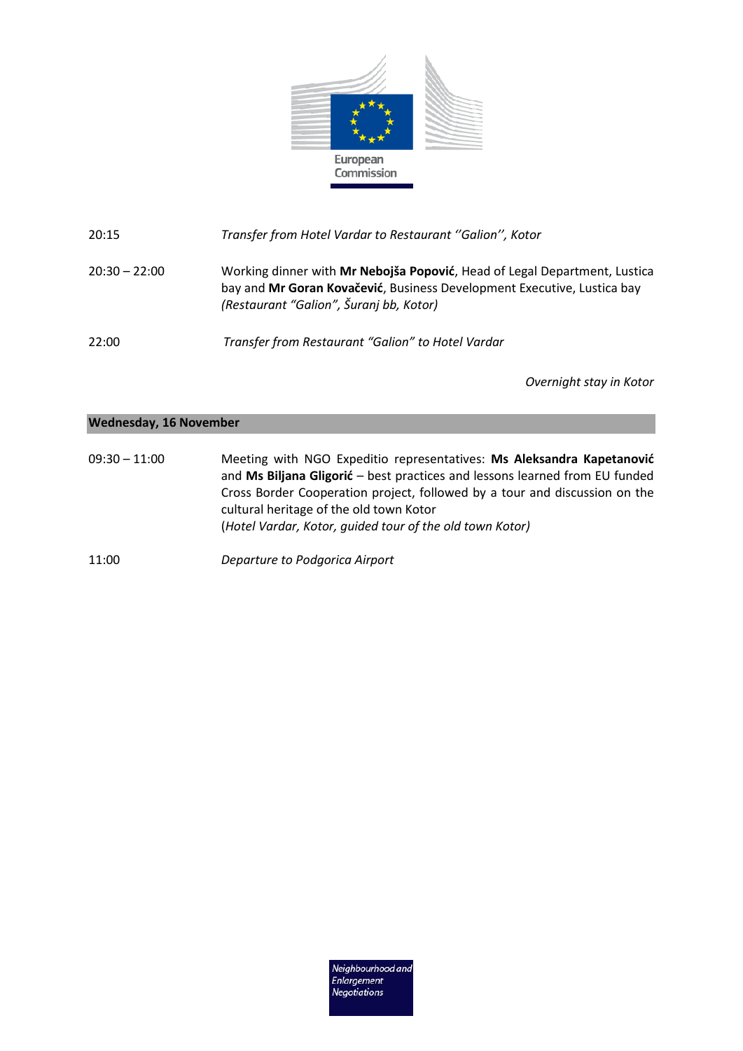| | |
|---|---|
| 20:15 | *Transfer from Hotel Vardar to Restaurant ''Galion'', Kotor* |
| 20:30 – 22:00 | Working dinner with **Mr Nebojša Popović**, Head of Legal Department, Lustica bay and **Mr Goran Kovačević**, Business Development Executive, Lustica bay *(Restaurant "Galion", Šuranj bb, Kotor)* |
| 22:00 | *Transfer from Restaurant "Galion" to Hotel Vardar* |

*Overnight stay in Kotor*

## Wednesday, 16 November

| | |
|---|---|
| 09:30 – 11:00 | Meeting with NGO Expeditio representatives: **Ms Aleksandra Kapetanović** and **Ms Biljana Gligorić** – best practices and lessons learned from EU funded Cross Border Cooperation project, followed by a tour and discussion on the cultural heritage of the old town Kotor (*Hotel Vardar, Kotor, guided tour of the old town Kotor)* |
| 11:00 | *Departure to Podgorica Airport* |